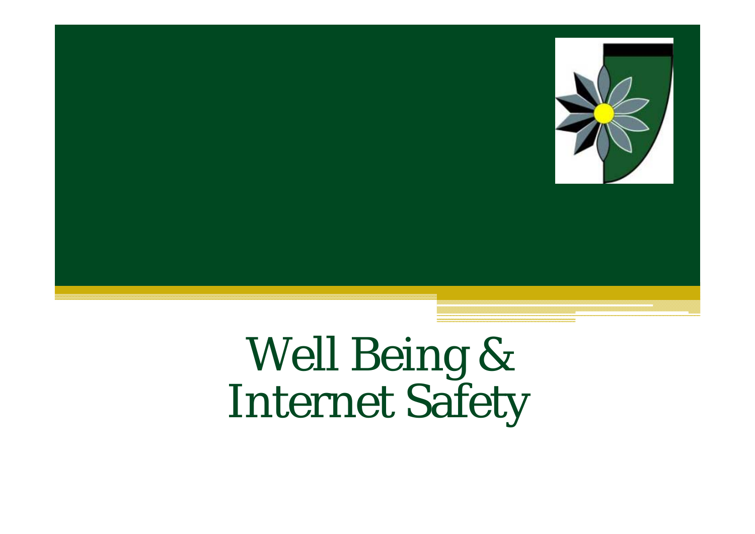# Well Being & Internet Safety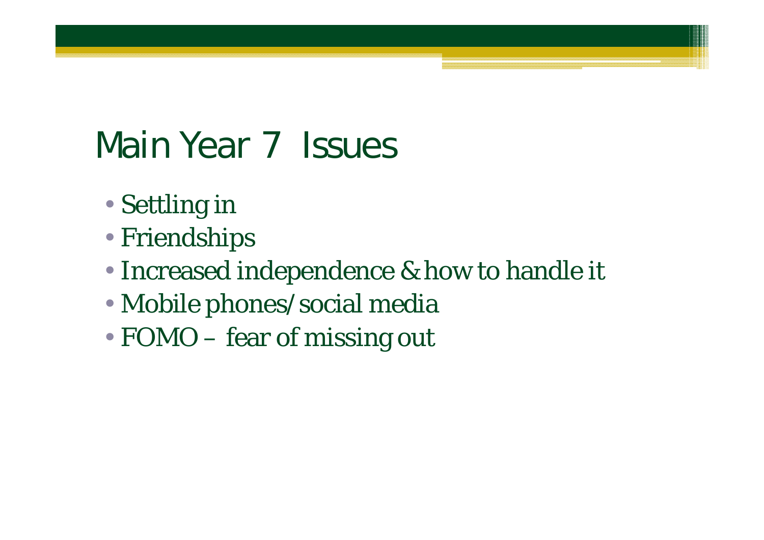# Main Year 7 Issues

- Settling in
- Friendships
- Increased independence & how to handle it
- Mobile phones/social media
- FOMO – fear of missing out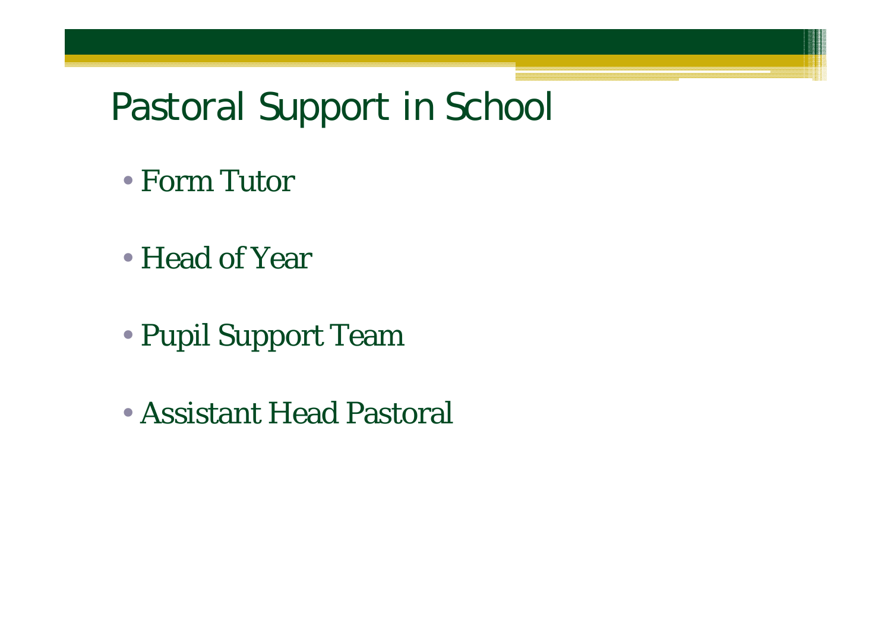# Pastoral Support in School

- Form Tutor
- Head of Year
- Pupil Support Team
- Assistant Head Pastoral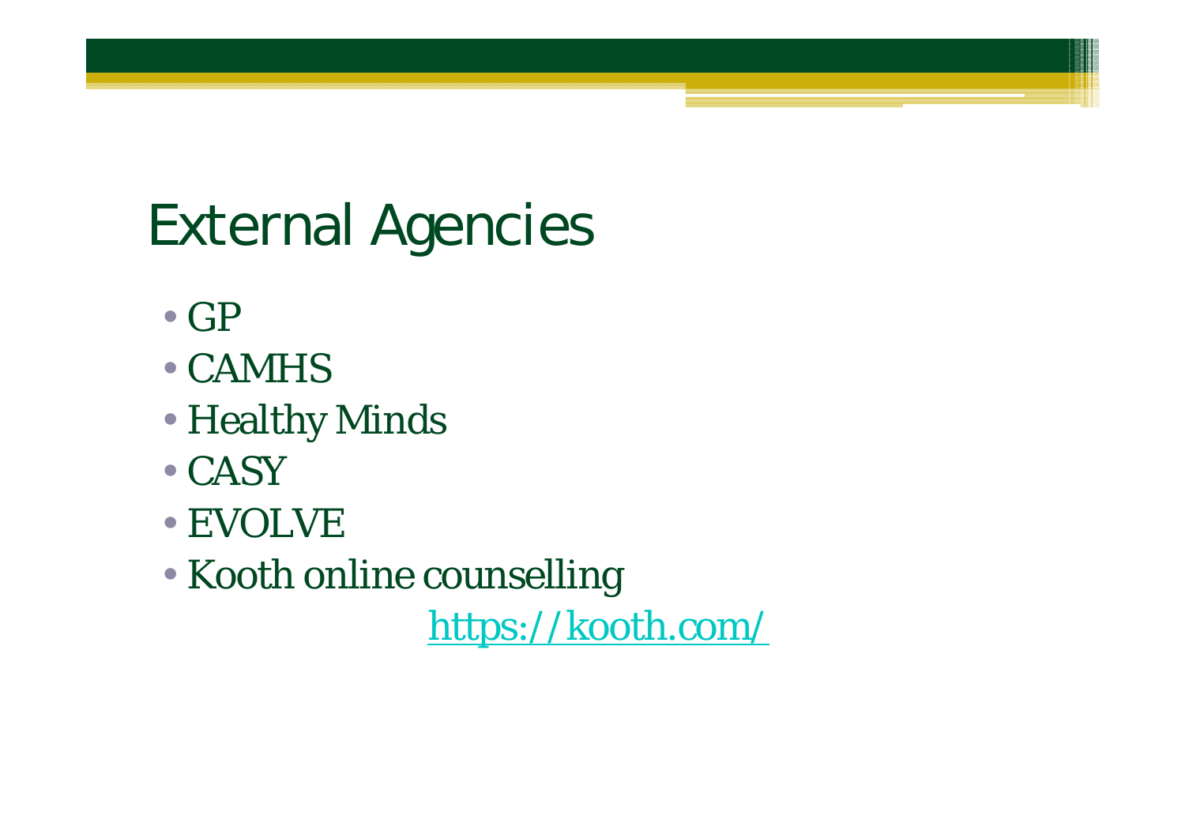# External Agencies

- GP
- CAMHS
- Healthy Minds
- CASY
- EVOLVE
- Kooth online counselling

  https://kooth.com/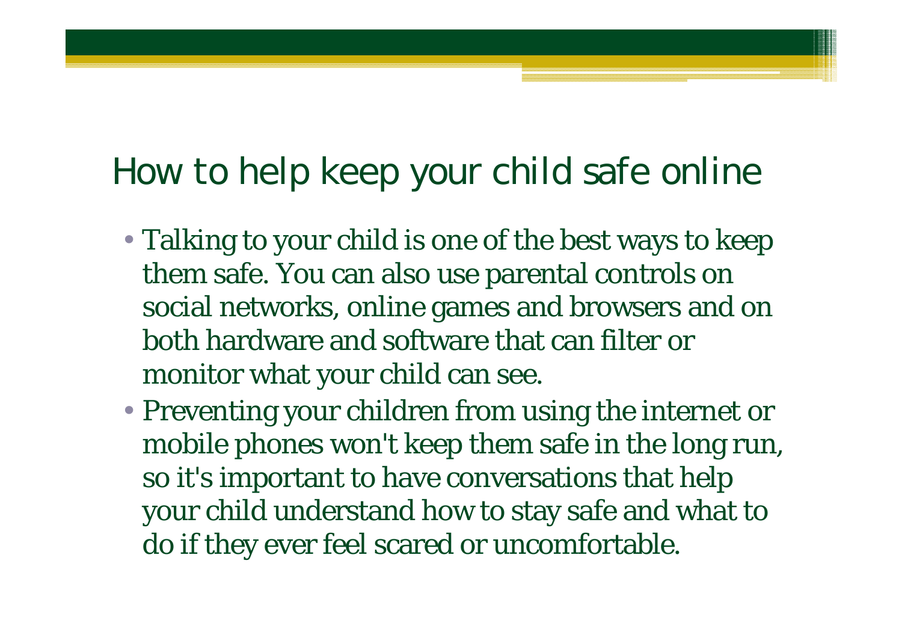# How to help keep your child safe online

- Talking to your child is one of the best ways to keep them safe. You can also use parental controls on social networks, online games and browsers and on both hardware and software that can filter or monitor what your child can see.
- Preventing your children from using the internet or mobile phones won't keep them safe in the long run, so it's important to have conversations that help your child understand how to stay safe and what to do if they ever feel scared or uncomfortable.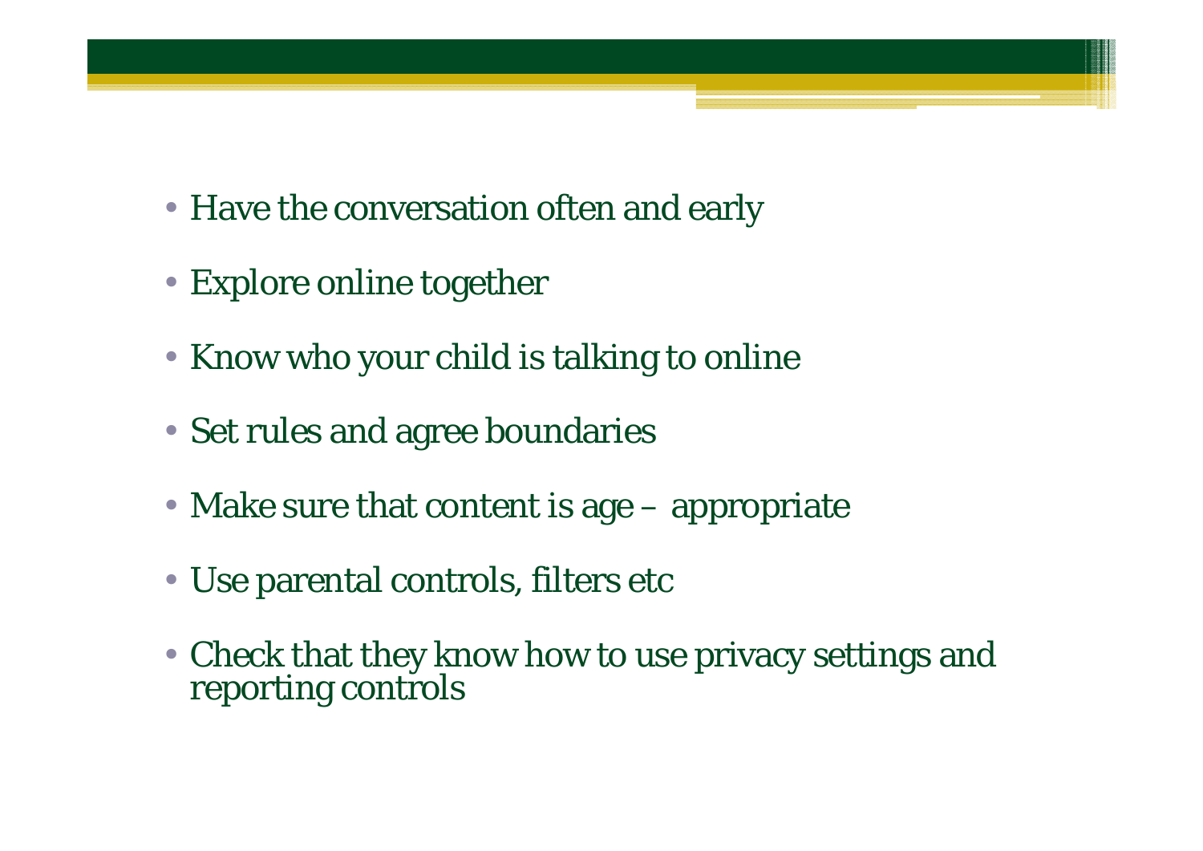- Have the conversation often and early
- Explore online together
- Know who your child is talking to online
- Set rules and agree boundaries
- Make sure that content is age – appropriate
- Use parental controls, filters etc
- Check that they know how to use privacy settings and reporting controls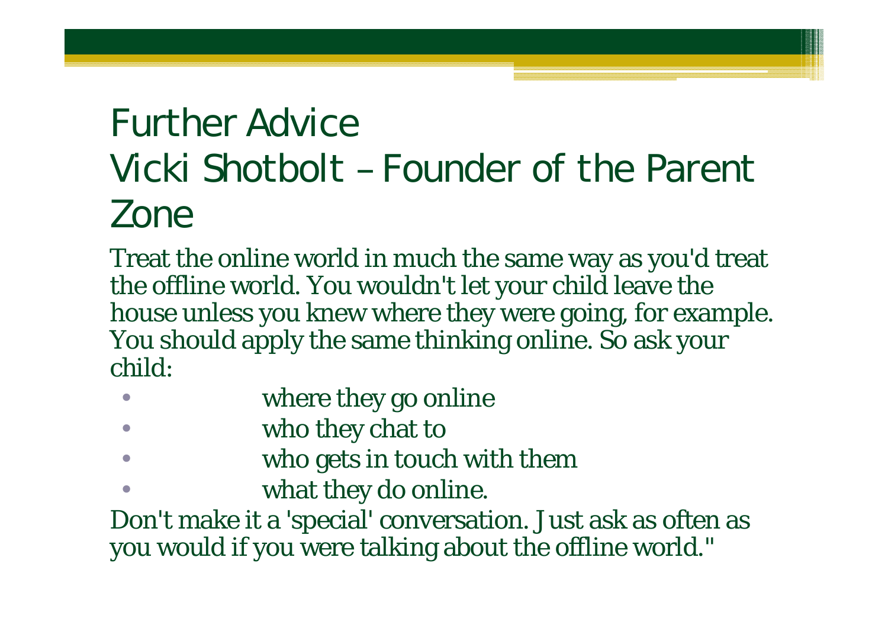# Further Advice Vicki Shotbolt – Founder of the Parent Zone

Treat the online world in much the same way as you'd treat the offline world. You wouldn't let your child leave the house unless you knew where they were going, for example. You should apply the same thinking online. So ask your child:

- where they go online
- who they chat to
- who gets in touch with them
- what they do online.

Don't make it a 'special' conversation. Just ask as often as you would if you were talking about the offline world."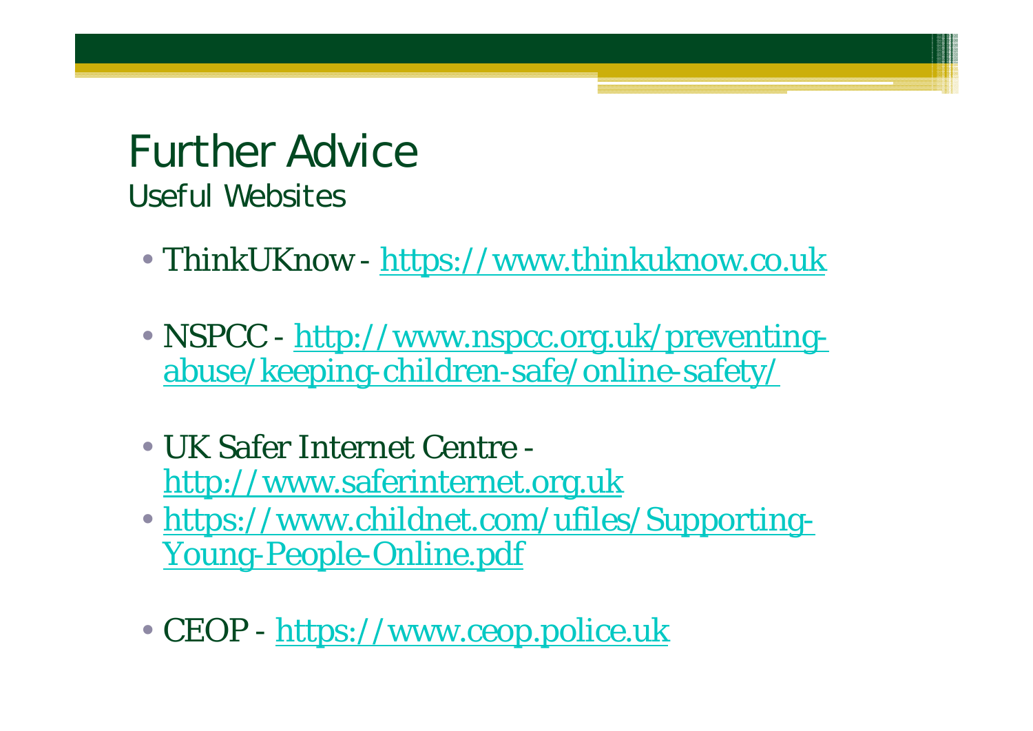# Further Advice

## Useful Websites

- ThinkUKnow - https://www.thinkuknow.co.uk
- NSPCC - http://www.nspcc.org.uk/preventing-abuse/keeping-children-safe/online-safety/
- UK Safer Internet Centre - http://www.saferinternet.org.uk
- https://www.childnet.com/ufiles/Supporting-Young-People-Online.pdf
- CEOP - https://www.ceop.police.uk